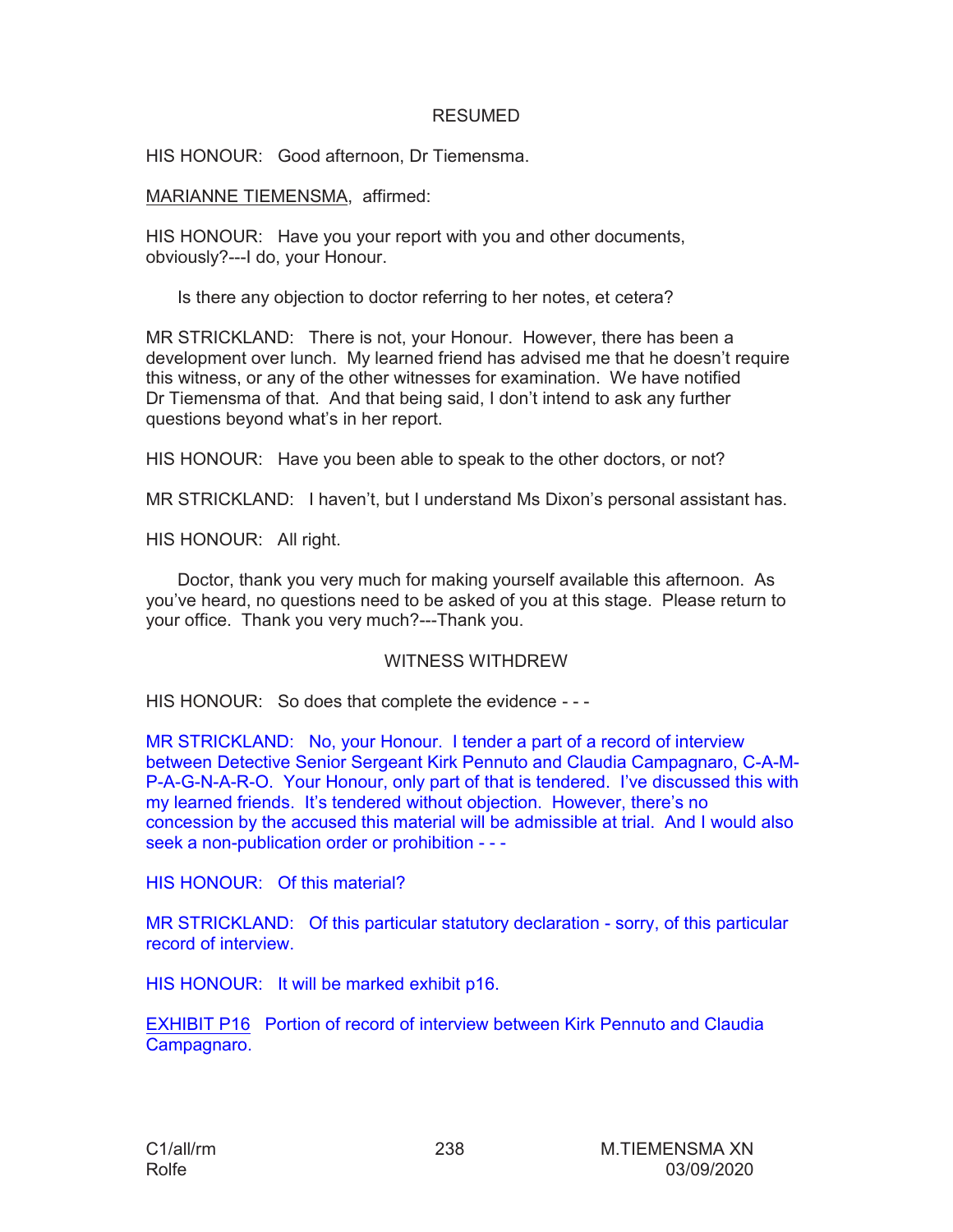RESUMED

HIS HONOUR: Good afternoon, Dr Tiemensma.

MARIANNE TIEMENSMA, affirmed:

HIS HONOUR: Have you your report with you and other documents, obviously?---I do, your Honour.

Is there any objection to doctor referring to her notes, et cetera?

MR STRICKLAND: There is not, your Honour. However, there has been a development over lunch. My learned friend has advised me that he doesn't require this witness, or any of the other witnesses for examination. We have notified Dr Tiemensma of that. And that being said, I don't intend to ask any further questions beyond what's in her report.

HIS HONOUR: Have you been able to speak to the other doctors, or not?

MR STRICKLAND: I haven't, but I understand Ms Dixon's personal assistant has.

HIS HONOUR: All right.

Doctor, thank you very much for making yourself available this afternoon. As you've heard, no questions need to be asked of you at this stage. Please return to your office. Thank you very much?---Thank you.

WITNESS WITHDREW

HIS HONOUR: So does that complete the evidence - - -

MR STRICKLAND: No, your Honour. I tender a part of a record of interview between Detective Senior Sergeant Kirk Pennuto and Claudia Campagnaro, C-A-M-P-A-G-N-A-R-O. Your Honour, only part of that is tendered. I've discussed this with my learned friends. It's tendered without objection. However, there's no concession by the accused this material will be admissible at trial. And I would also seek a non-publication order or prohibition - - -

HIS HONOUR: Of this material?

MR STRICKLAND: Of this particular statutory declaration - sorry, of this particular record of interview.

HIS HONOUR: It will be marked exhibit p16.

EXHIBIT P16 Portion of record of interview between Kirk Pennuto and Claudia Campagnaro.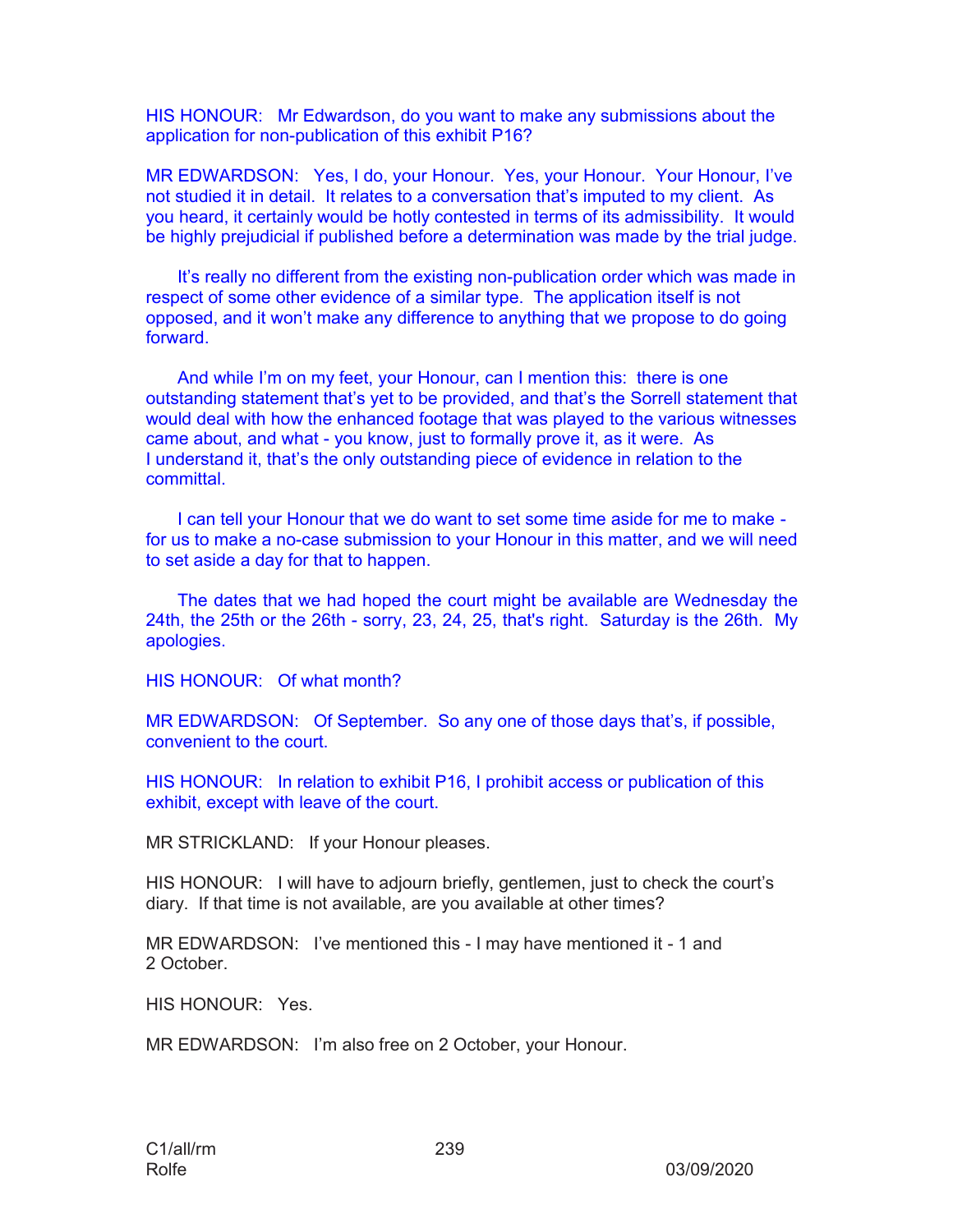HIS HONOUR: Mr Edwardson, do you want to make any submissions about the application for non-publication of this exhibit P16?

MR EDWARDSON: Yes, I do, your Honour. Yes, your Honour. Your Honour, I've not studied it in detail. It relates to a conversation that's imputed to my client. As you heard, it certainly would be hotly contested in terms of its admissibility. It would be highly prejudicial if published before a determination was made by the trial judge.

It's really no different from the existing non-publication order which was made in respect of some other evidence of a similar type. The application itself is not opposed, and it won't make any difference to anything that we propose to do going forward.

And while I'm on my feet, your Honour, can I mention this: there is one outstanding statement that's yet to be provided, and that's the Sorrell statement that would deal with how the enhanced footage that was played to the various witnesses came about, and what - you know, just to formally prove it, as it were. As I understand it, that's the only outstanding piece of evidence in relation to the committal.

I can tell your Honour that we do want to set some time aside for me to make - for us to make a no-case submission to your Honour in this matter, and we will need to set aside a day for that to happen.

The dates that we had hoped the court might be available are Wednesday the 24th, the 25th or the 26th - sorry, 23, 24, 25, that's right. Saturday is the 26th. My apologies.

HIS HONOUR: Of what month?

MR EDWARDSON: Of September. So any one of those days that's, if possible, convenient to the court.

HIS HONOUR: In relation to exhibit P16, I prohibit access or publication of this exhibit, except with leave of the court.

MR STRICKLAND: If your Honour pleases.

HIS HONOUR: I will have to adjourn briefly, gentlemen, just to check the court's diary. If that time is not available, are you available at other times?

MR EDWARDSON: I've mentioned this - I may have mentioned it - 1 and 2 October.

HIS HONOUR: Yes.

MR EDWARDSON: I'm also free on 2 October, your Honour.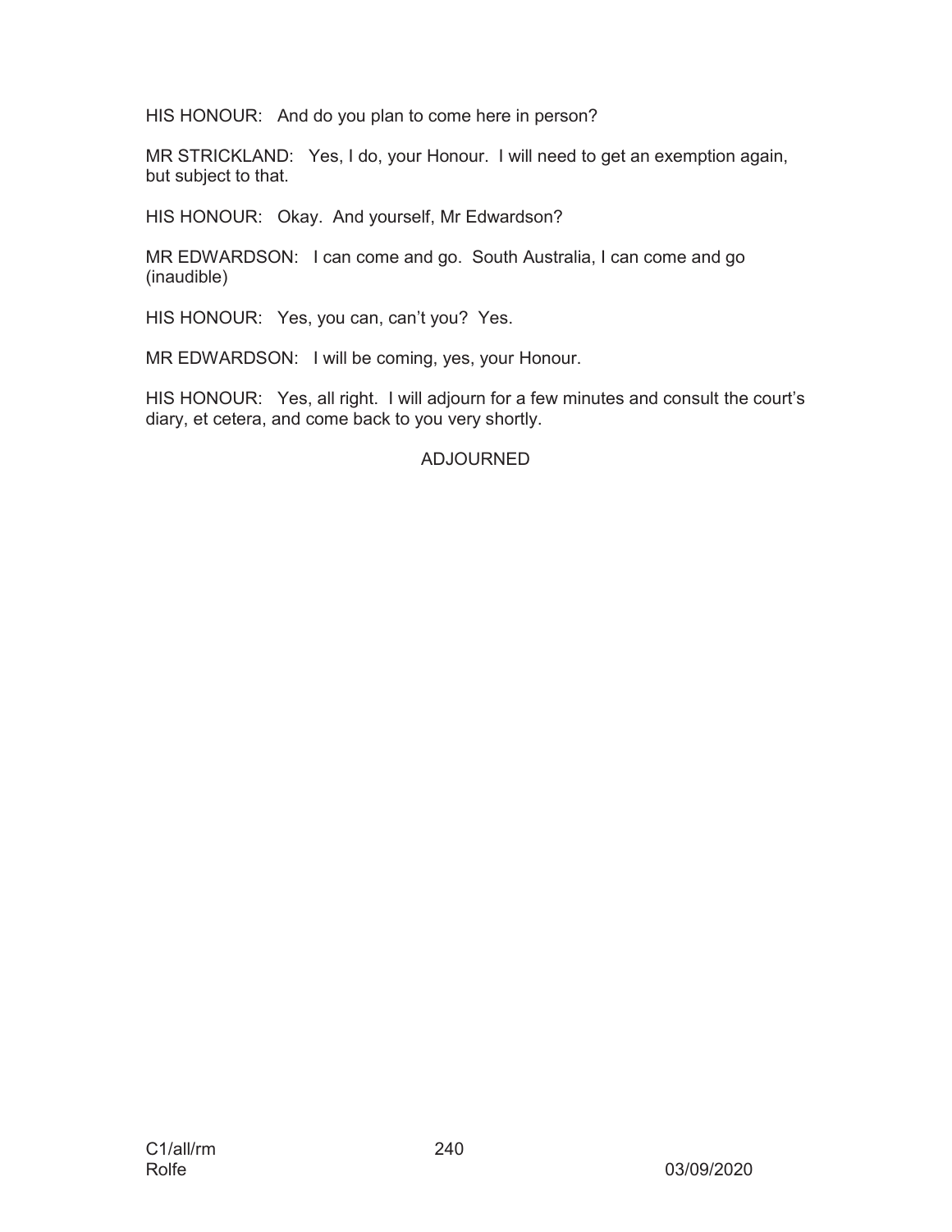HIS HONOUR: And do you plan to come here in person?

MR STRICKLAND: Yes, I do, your Honour. I will need to get an exemption again, but subject to that.

HIS HONOUR: Okay. And yourself, Mr Edwardson?

MR EDWARDSON: I can come and go. South Australia, I can come and go (inaudible)

HIS HONOUR: Yes, you can, can't you? Yes.

MR EDWARDSON: I will be coming, yes, your Honour.

HIS HONOUR: Yes, all right. I will adjourn for a few minutes and consult the court's diary, et cetera, and come back to you very shortly.

ADJOURNED